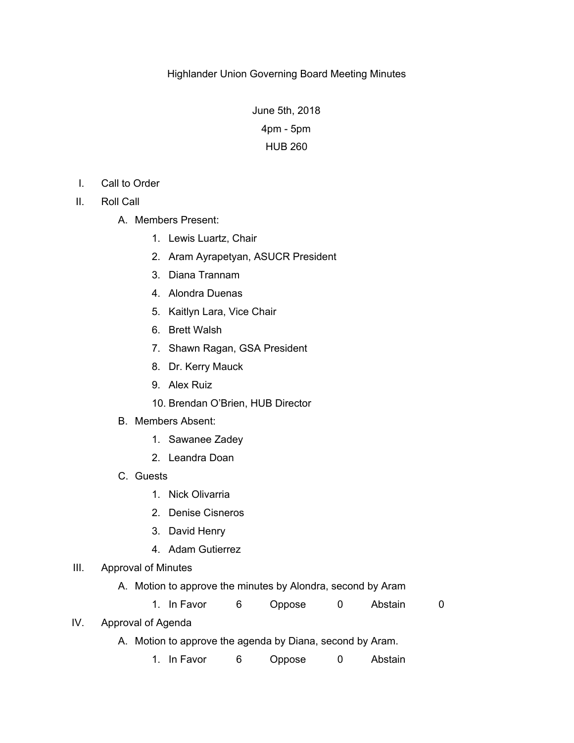Highlander Union Governing Board Meeting Minutes

June 5th, 2018

4pm - 5pm

HUB 260

I. Call to Order
II. Roll Call
   A. Members Present:
      1. Lewis Luartz, Chair
      2. Aram Ayrapetyan, ASUCR President
      3. Diana Trannam
      4. Alondra Duenas
      5. Kaitlyn Lara, Vice Chair
      6. Brett Walsh
      7. Shawn Ragan, GSA President
      8. Dr. Kerry Mauck
      9. Alex Ruiz
      10. Brendan O'Brien, HUB Director
   B. Members Absent:
      1. Sawanee Zadey
      2. Leandra Doan
   C. Guests
      1. Nick Olivarria
      2. Denise Cisneros
      3. David Henry
      4. Adam Gutierrez
III. Approval of Minutes
   A. Motion to approve the minutes by Alondra, second by Aram
      1. In Favor 6 Oppose 0 Abstain 0
IV. Approval of Agenda
   A. Motion to approve the agenda by Diana, second by Aram.
      1. In Favor 6 Oppose 0 Abstain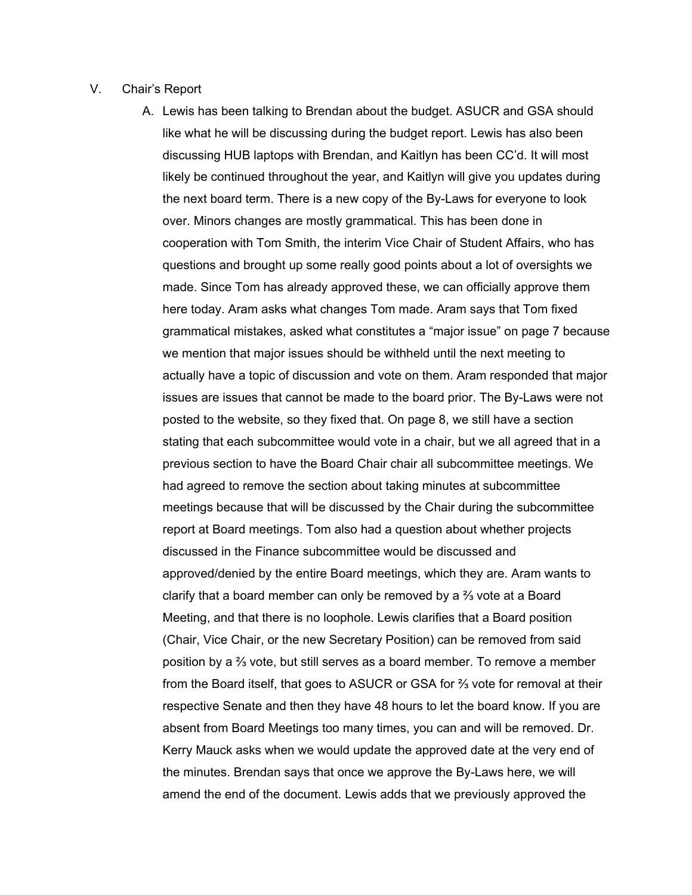V. Chair's Report

A. Lewis has been talking to Brendan about the budget. ASUCR and GSA should like what he will be discussing during the budget report. Lewis has also been discussing HUB laptops with Brendan, and Kaitlyn has been CC'd. It will most likely be continued throughout the year, and Kaitlyn will give you updates during the next board term. There is a new copy of the By-Laws for everyone to look over. Minors changes are mostly grammatical. This has been done in cooperation with Tom Smith, the interim Vice Chair of Student Affairs, who has questions and brought up some really good points about a lot of oversights we made. Since Tom has already approved these, we can officially approve them here today. Aram asks what changes Tom made. Aram says that Tom fixed grammatical mistakes, asked what constitutes a "major issue" on page 7 because we mention that major issues should be withheld until the next meeting to actually have a topic of discussion and vote on them. Aram responded that major issues are issues that cannot be made to the board prior. The By-Laws were not posted to the website, so they fixed that. On page 8, we still have a section stating that each subcommittee would vote in a chair, but we all agreed that in a previous section to have the Board Chair chair all subcommittee meetings. We had agreed to remove the section about taking minutes at subcommittee meetings because that will be discussed by the Chair during the subcommittee report at Board meetings. Tom also had a question about whether projects discussed in the Finance subcommittee would be discussed and approved/denied by the entire Board meetings, which they are. Aram wants to clarify that a board member can only be removed by a ⅔ vote at a Board Meeting, and that there is no loophole. Lewis clarifies that a Board position (Chair, Vice Chair, or the new Secretary Position) can be removed from said position by a ⅔ vote, but still serves as a board member. To remove a member from the Board itself, that goes to ASUCR or GSA for ⅔ vote for removal at their respective Senate and then they have 48 hours to let the board know. If you are absent from Board Meetings too many times, you can and will be removed. Dr. Kerry Mauck asks when we would update the approved date at the very end of the minutes. Brendan says that once we approve the By-Laws here, we will amend the end of the document. Lewis adds that we previously approved the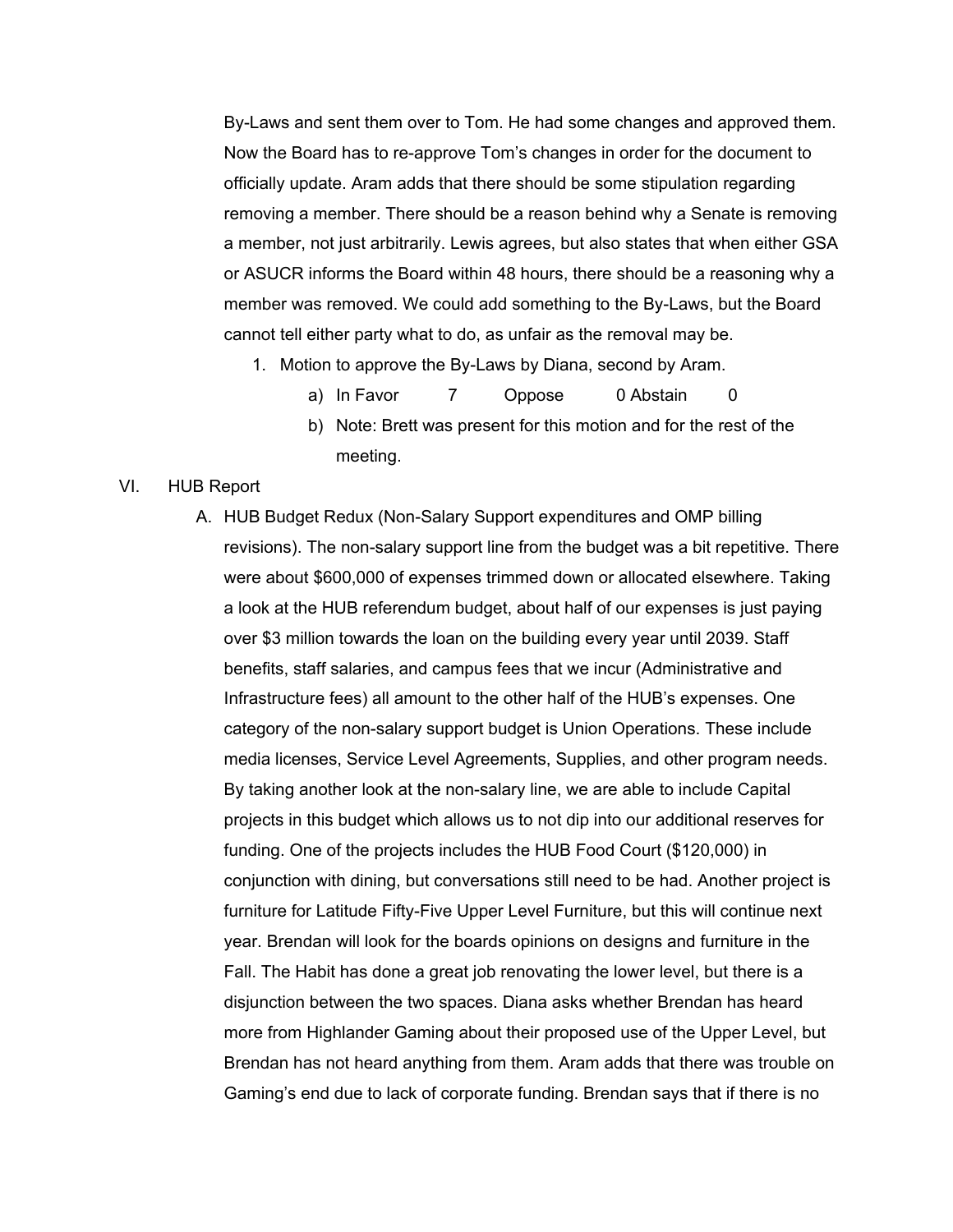By-Laws and sent them over to Tom. He had some changes and approved them. Now the Board has to re-approve Tom's changes in order for the document to officially update. Aram adds that there should be some stipulation regarding removing a member. There should be a reason behind why a Senate is removing a member, not just arbitrarily. Lewis agrees, but also states that when either GSA or ASUCR informs the Board within 48 hours, there should be a reasoning why a member was removed. We could add something to the By-Laws, but the Board cannot tell either party what to do, as unfair as the removal may be.

1. Motion to approve the By-Laws by Diana, second by Aram.
    a) In Favor 7 Oppose 0 Abstain 0
    b) Note: Brett was present for this motion and for the rest of the meeting.

VI. HUB Report

A. HUB Budget Redux (Non-Salary Support expenditures and OMP billing revisions). The non-salary support line from the budget was a bit repetitive. There were about $600,000 of expenses trimmed down or allocated elsewhere. Taking a look at the HUB referendum budget, about half of our expenses is just paying over $3 million towards the loan on the building every year until 2039. Staff benefits, staff salaries, and campus fees that we incur (Administrative and Infrastructure fees) all amount to the other half of the HUB's expenses. One category of the non-salary support budget is Union Operations. These include media licenses, Service Level Agreements, Supplies, and other program needs. By taking another look at the non-salary line, we are able to include Capital projects in this budget which allows us to not dip into our additional reserves for funding. One of the projects includes the HUB Food Court ($120,000) in conjunction with dining, but conversations still need to be had. Another project is furniture for Latitude Fifty-Five Upper Level Furniture, but this will continue next year. Brendan will look for the boards opinions on designs and furniture in the Fall. The Habit has done a great job renovating the lower level, but there is a disjunction between the two spaces. Diana asks whether Brendan has heard more from Highlander Gaming about their proposed use of the Upper Level, but Brendan has not heard anything from them. Aram adds that there was trouble on Gaming's end due to lack of corporate funding. Brendan says that if there is no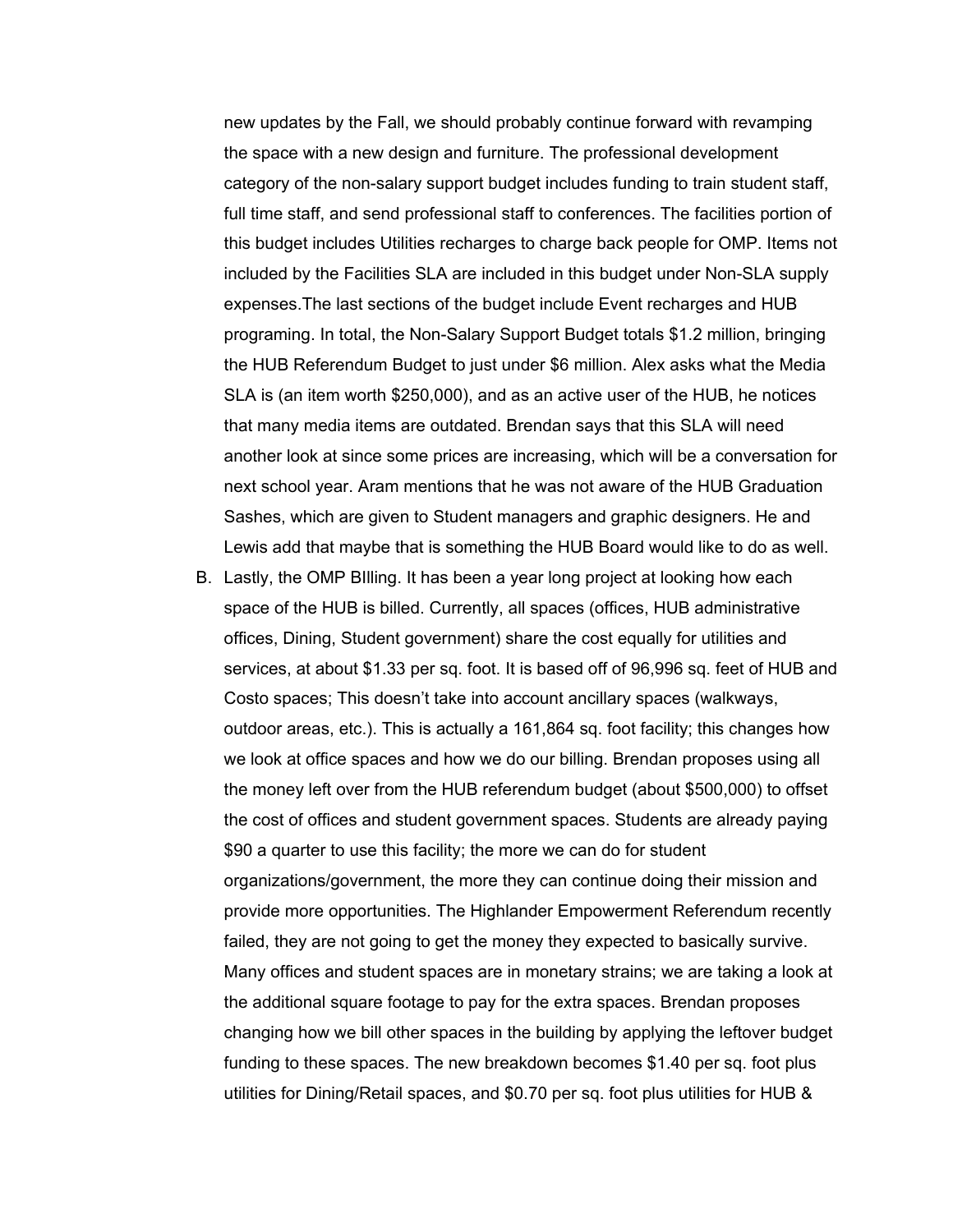new updates by the Fall, we should probably continue forward with revamping the space with a new design and furniture. The professional development category of the non-salary support budget includes funding to train student staff, full time staff, and send professional staff to conferences. The facilities portion of this budget includes Utilities recharges to charge back people for OMP. Items not included by the Facilities SLA are included in this budget under Non-SLA supply expenses.The last sections of the budget include Event recharges and HUB programing. In total, the Non-Salary Support Budget totals $1.2 million, bringing the HUB Referendum Budget to just under $6 million. Alex asks what the Media SLA is (an item worth $250,000), and as an active user of the HUB, he notices that many media items are outdated. Brendan says that this SLA will need another look at since some prices are increasing, which will be a conversation for next school year. Aram mentions that he was not aware of the HUB Graduation Sashes, which are given to Student managers and graphic designers. He and Lewis add that maybe that is something the HUB Board would like to do as well.

B. Lastly, the OMP BIlling. It has been a year long project at looking how each space of the HUB is billed. Currently, all spaces (offices, HUB administrative offices, Dining, Student government) share the cost equally for utilities and services, at about $1.33 per sq. foot. It is based off of 96,996 sq. feet of HUB and Costo spaces; This doesn't take into account ancillary spaces (walkways, outdoor areas, etc.). This is actually a 161,864 sq. foot facility; this changes how we look at office spaces and how we do our billing. Brendan proposes using all the money left over from the HUB referendum budget (about $500,000) to offset the cost of offices and student government spaces. Students are already paying $90 a quarter to use this facility; the more we can do for student organizations/government, the more they can continue doing their mission and provide more opportunities. The Highlander Empowerment Referendum recently failed, they are not going to get the money they expected to basically survive. Many offices and student spaces are in monetary strains; we are taking a look at the additional square footage to pay for the extra spaces. Brendan proposes changing how we bill other spaces in the building by applying the leftover budget funding to these spaces. The new breakdown becomes $1.40 per sq. foot plus utilities for Dining/Retail spaces, and $0.70 per sq. foot plus utilities for HUB &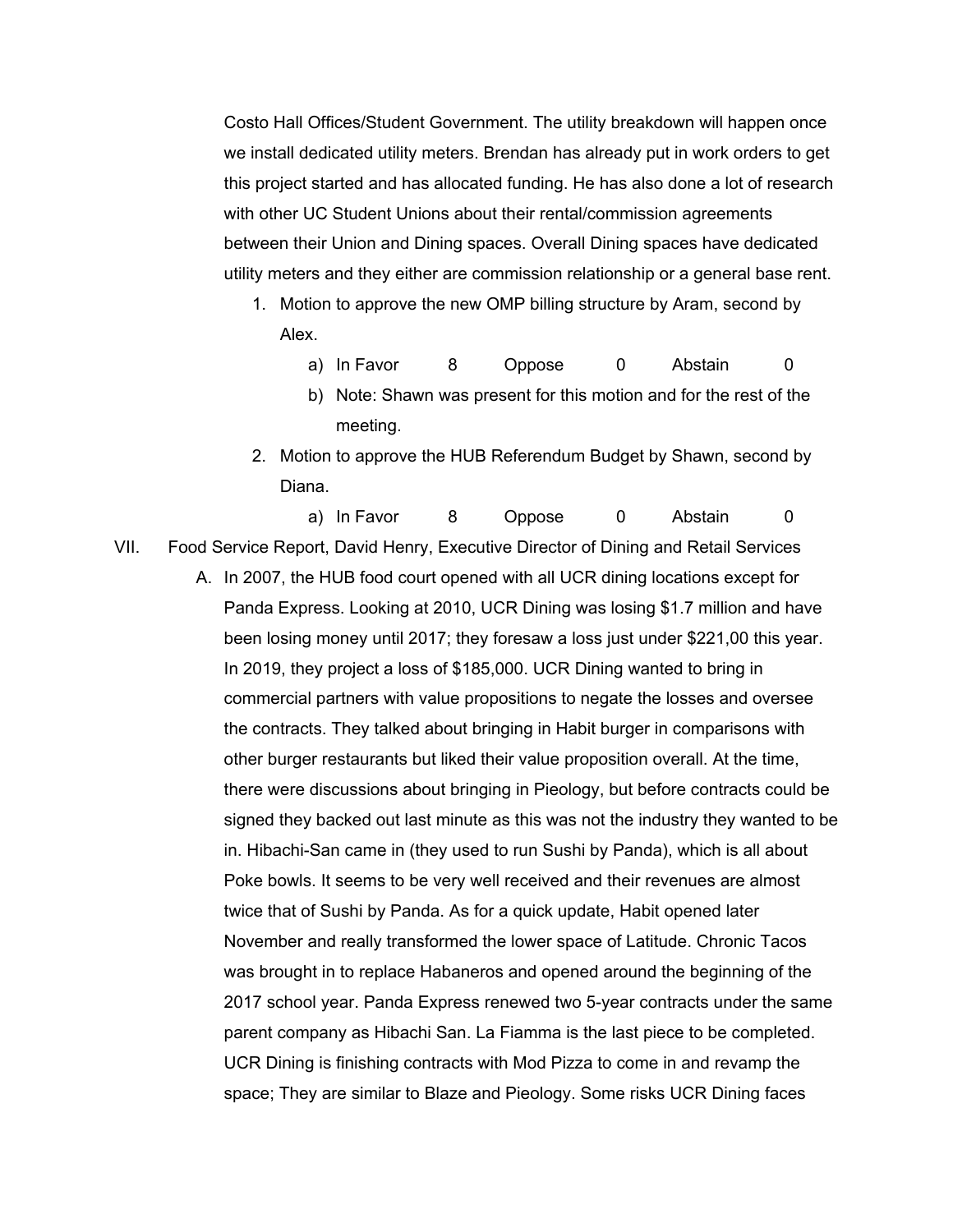Costo Hall Offices/Student Government. The utility breakdown will happen once we install dedicated utility meters. Brendan has already put in work orders to get this project started and has allocated funding. He has also done a lot of research with other UC Student Unions about their rental/commission agreements between their Union and Dining spaces. Overall Dining spaces have dedicated utility meters and they either are commission relationship or a general base rent.

1. Motion to approve the new OMP billing structure by Aram, second by Alex.
   a) In Favor 8 Oppose 0 Abstain 0
   b) Note: Shawn was present for this motion and for the rest of the meeting.
2. Motion to approve the HUB Referendum Budget by Shawn, second by Diana.
   a) In Favor 8 Oppose 0 Abstain 0

VII. Food Service Report, David Henry, Executive Director of Dining and Retail Services

A. In 2007, the HUB food court opened with all UCR dining locations except for Panda Express. Looking at 2010, UCR Dining was losing $1.7 million and have been losing money until 2017; they foresaw a loss just under $221,00 this year. In 2019, they project a loss of $185,000. UCR Dining wanted to bring in commercial partners with value propositions to negate the losses and oversee the contracts. They talked about bringing in Habit burger in comparisons with other burger restaurants but liked their value proposition overall. At the time, there were discussions about bringing in Pieology, but before contracts could be signed they backed out last minute as this was not the industry they wanted to be in. Hibachi-San came in (they used to run Sushi by Panda), which is all about Poke bowls. It seems to be very well received and their revenues are almost twice that of Sushi by Panda. As for a quick update, Habit opened later November and really transformed the lower space of Latitude. Chronic Tacos was brought in to replace Habaneros and opened around the beginning of the 2017 school year. Panda Express renewed two 5-year contracts under the same parent company as Hibachi San. La Fiamma is the last piece to be completed. UCR Dining is finishing contracts with Mod Pizza to come in and revamp the space; They are similar to Blaze and Pieology. Some risks UCR Dining faces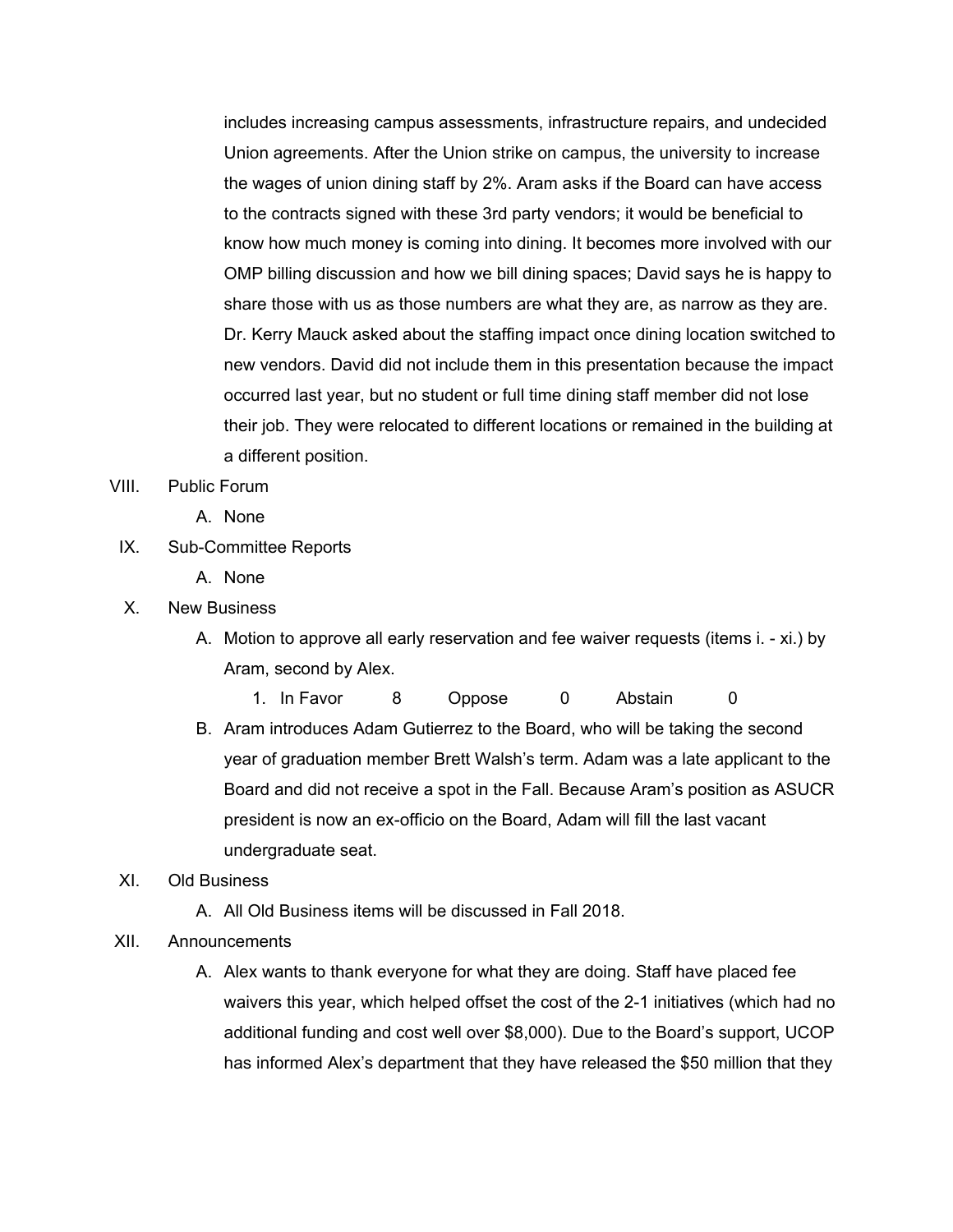includes increasing campus assessments, infrastructure repairs, and undecided Union agreements. After the Union strike on campus, the university to increase the wages of union dining staff by 2%. Aram asks if the Board can have access to the contracts signed with these 3rd party vendors; it would be beneficial to know how much money is coming into dining. It becomes more involved with our OMP billing discussion and how we bill dining spaces; David says he is happy to share those with us as those numbers are what they are, as narrow as they are. Dr. Kerry Mauck asked about the staffing impact once dining location switched to new vendors. David did not include them in this presentation because the impact occurred last year, but no student or full time dining staff member did not lose their job. They were relocated to different locations or remained in the building at a different position.

VIII. Public Forum

   A. None

IX. Sub-Committee Reports

   A. None

X. New Business

   A. Motion to approve all early reservation and fee waiver requests (items i. - xi.) by Aram, second by Alex.

      1. In Favor 8 Oppose 0 Abstain 0

   B. Aram introduces Adam Gutierrez to the Board, who will be taking the second year of graduation member Brett Walsh's term. Adam was a late applicant to the Board and did not receive a spot in the Fall. Because Aram's position as ASUCR president is now an ex-officio on the Board, Adam will fill the last vacant undergraduate seat.

XI. Old Business

   A. All Old Business items will be discussed in Fall 2018.

XII. Announcements

   A. Alex wants to thank everyone for what they are doing. Staff have placed fee waivers this year, which helped offset the cost of the 2-1 initiatives (which had no additional funding and cost well over $8,000). Due to the Board's support, UCOP has informed Alex's department that they have released the $50 million that they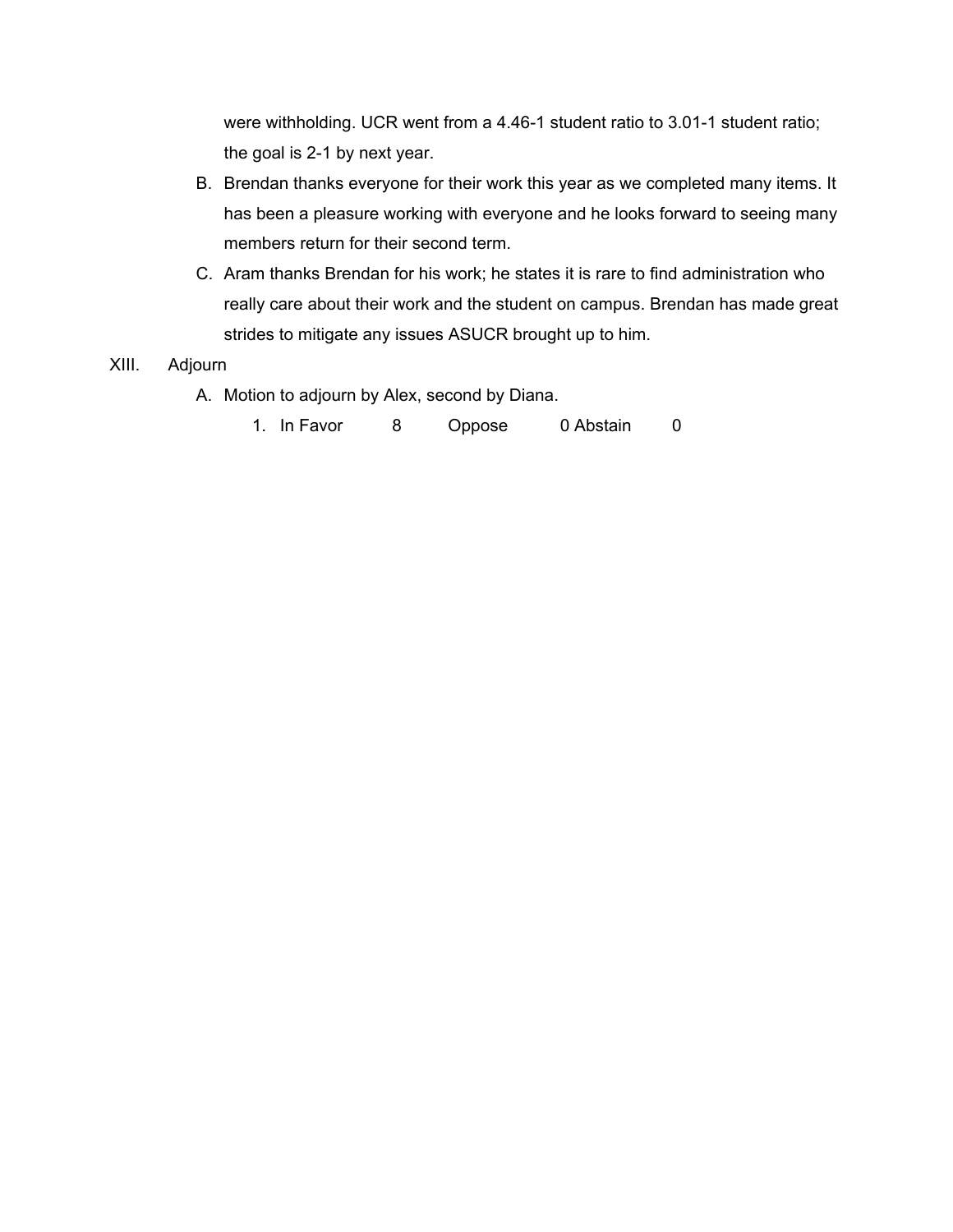were withholding. UCR went from a 4.46-1 student ratio to 3.01-1 student ratio; the goal is 2-1 by next year.

B. Brendan thanks everyone for their work this year as we completed many items. It has been a pleasure working with everyone and he looks forward to seeing many members return for their second term.

C. Aram thanks Brendan for his work; he states it is rare to find administration who really care about their work and the student on campus. Brendan has made great strides to mitigate any issues ASUCR brought up to him.

XIII. Adjourn

A. Motion to adjourn by Alex, second by Diana.

1. In Favor 8 Oppose 0 Abstain 0